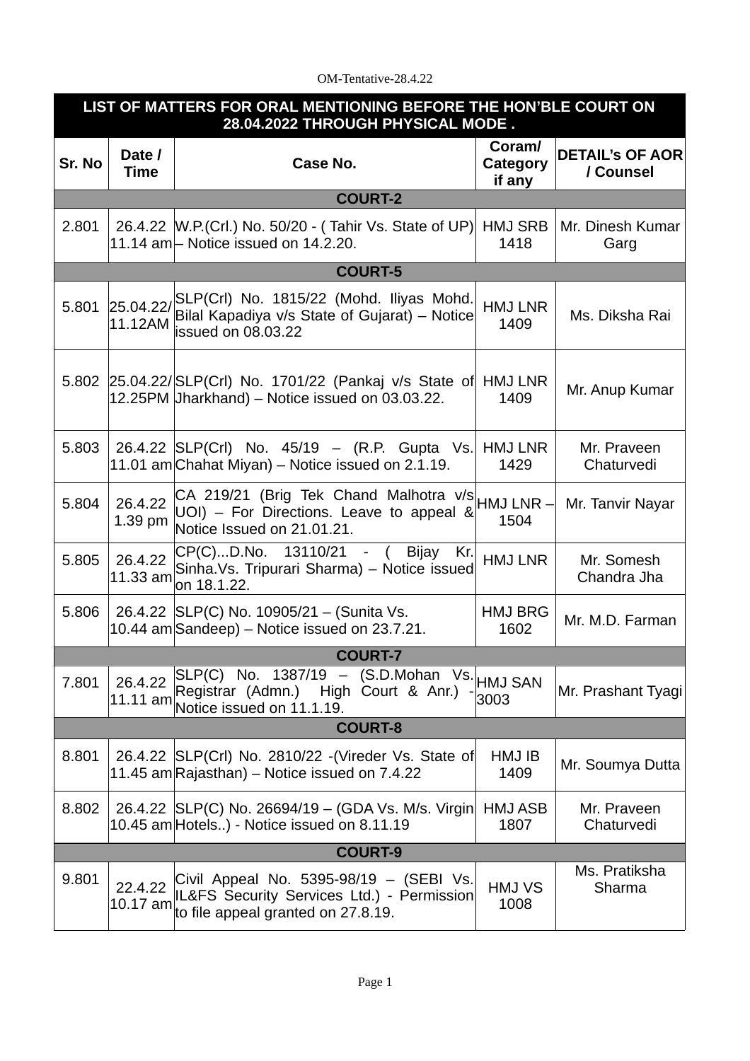OM-Tentative-28.4.22

| LIST OF MATTERS FOR ORAL MENTIONING BEFORE THE HON'BLE COURT ON 28.04.2022 THROUGH PHYSICAL MODE . | | | | |
|---|---|---|---|---|
| **Sr. No** | **Date / Time** | **Case No.** | **Coram/ Category if any** | **DETAIL's OF AOR / Counsel** |
| **COURT-2** | | | | |
| 2.801 | 26.4.22 11.14 am | W.P.(Crl.) No. 50/20 - ( Tahir Vs. State of UP) – Notice issued on 14.2.20. | HMJ SRB 1418 | Mr. Dinesh Kumar Garg |
| **COURT-5** | | | | |
| 5.801 | 25.04.22/ 11.12AM | SLP(Crl) No. 1815/22 (Mohd. Iliyas Mohd. Bilal Kapadiya v/s State of Gujarat) – Notice issued on 08.03.22 | HMJ LNR 1409 | Ms. Diksha Rai |
| 5.802 | 25.04.22/ 12.25PM | SLP(Crl) No. 1701/22 (Pankaj v/s State of Jharkhand) – Notice issued on 03.03.22. | HMJ LNR 1409 | Mr. Anup Kumar |
| 5.803 | 26.4.22 11.01 am | SLP(Crl) No. 45/19 – (R.P. Gupta Vs. Chahat Miyan) – Notice issued on 2.1.19. | HMJ LNR 1429 | Mr. Praveen Chaturvedi |
| 5.804 | 26.4.22 1.39 pm | CA 219/21 (Brig Tek Chand Malhotra v/s UOI) – For Directions. Leave to appeal & Notice Issued on 21.01.21. | HMJ LNR – 1504 | Mr. Tanvir Nayar |
| 5.805 | 26.4.22 11.33 am | CP(C)...D.No. 13110/21 - ( Bijay Kr. Sinha.Vs. Tripurari Sharma) – Notice issued on 18.1.22. | HMJ LNR | Mr. Somesh Chandra Jha |
| 5.806 | 26.4.22 10.44 am | SLP(C) No. 10905/21 – (Sunita Vs. Sandeep) – Notice issued on 23.7.21. | HMJ BRG 1602 | Mr. M.D. Farman |
| **COURT-7** | | | | |
| 7.801 | 26.4.22 11.11 am | SLP(C) No. 1387/19 – (S.D.Mohan Vs. Registrar (Admn.) High Court & Anr.) - Notice issued on 11.1.19. | HMJ SAN 3003 | Mr. Prashant Tyagi |
| **COURT-8** | | | | |
| 8.801 | 26.4.22 11.45 am | SLP(Crl) No. 2810/22 -(Vireder Vs. State of Rajasthan) – Notice issued on 7.4.22 | HMJ IB 1409 | Mr. Soumya Dutta |
| 8.802 | 26.4.22 10.45 am | SLP(C) No. 26694/19 – (GDA Vs. M/s. Virgin Hotels..) - Notice issued on 8.11.19 | HMJ ASB 1807 | Mr. Praveen Chaturvedi |
| **COURT-9** | | | | |
| 9.801 | 22.4.22 10.17 am | Civil Appeal No. 5395-98/19 – (SEBI Vs. IL&FS Security Services Ltd.) - Permission to file appeal granted on 27.8.19. | HMJ VS 1008 | Ms. Pratiksha Sharma |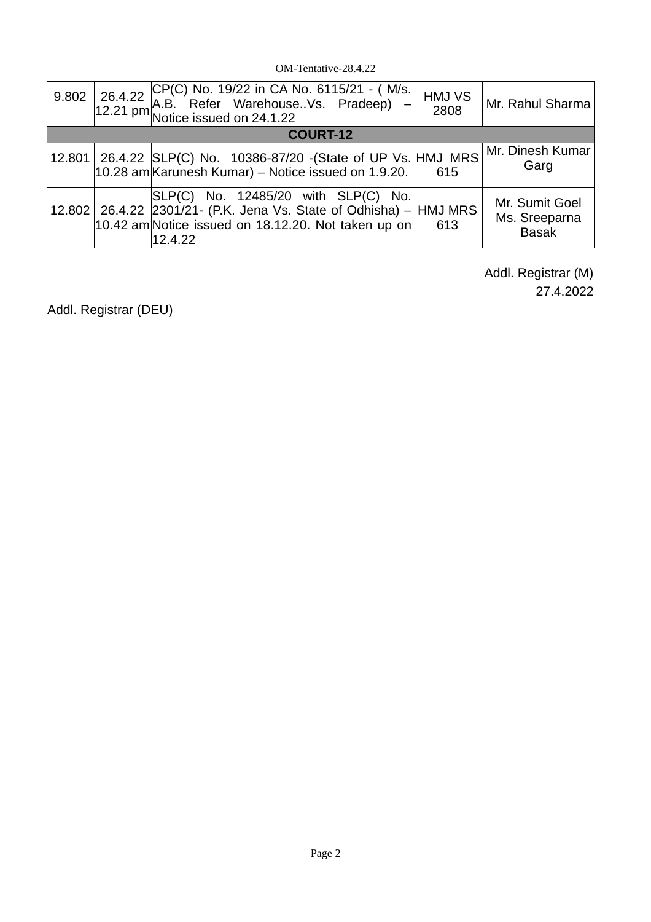| | | | | |
|---|---|---|---|---|
| 9.802 | 26.4.22 12.21 pm | CP(C) No. 19/22 in CA No. 6115/21 - ( M/s. A.B. Refer Warehouse..Vs. Pradeep) – Notice issued on 24.1.22 | HMJ VS 2808 | Mr. Rahul Sharma |
| **COURT-12** | | | | |
| 12.801 | 26.4.22 10.28 am | SLP(C) No. 10386-87/20 -(State of UP Vs. Karunesh Kumar) – Notice issued on 1.9.20. | HMJ MRS 615 | Mr. Dinesh Kumar Garg |
| 12.802 | 26.4.22 10.42 am | SLP(C) No. 12485/20 with SLP(C) No. 2301/21- (P.K. Jena Vs. State of Odhisha) – Notice issued on 18.12.20. Not taken up on 12.4.22 | HMJ MRS 613 | Mr. Sumit Goel Ms. Sreeparna Basak |

Addl. Registrar (M)
27.4.2022

Addl. Registrar (DEU)